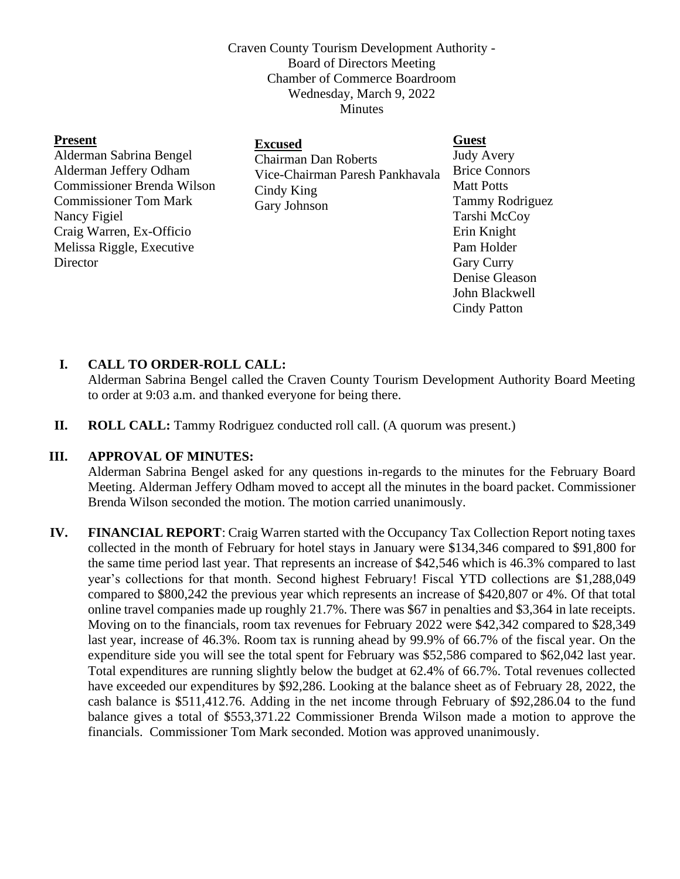Craven County Tourism Development Authority -
Board of Directors Meeting
Chamber of Commerce Boardroom
Wednesday, March 9, 2022
Minutes

**Present**

Alderman Sabrina Bengel
Alderman Jeffery Odham
Commissioner Brenda Wilson
Commissioner Tom Mark
Nancy Figiel
Craig Warren, Ex-Officio
Melissa Riggle, Executive Director

**Excused**

Chairman Dan Roberts
Vice-Chairman Paresh Pankhavala
Cindy King
Gary Johnson

**Guest**

Judy Avery
Brice Connors
Matt Potts
Tammy Rodriguez
Tarshi McCoy
Erin Knight
Pam Holder
Gary Curry
Denise Gleason
John Blackwell
Cindy Patton

**I. CALL TO ORDER-ROLL CALL:**
Alderman Sabrina Bengel called the Craven County Tourism Development Authority Board Meeting to order at 9:03 a.m. and thanked everyone for being there.

**II. ROLL CALL:** Tammy Rodriguez conducted roll call. (A quorum was present.)

**III. APPROVAL OF MINUTES:**
Alderman Sabrina Bengel asked for any questions in-regards to the minutes for the February Board Meeting. Alderman Jeffery Odham moved to accept all the minutes in the board packet. Commissioner Brenda Wilson seconded the motion. The motion carried unanimously.

**IV. FINANCIAL REPORT**: Craig Warren started with the Occupancy Tax Collection Report noting taxes collected in the month of February for hotel stays in January were $134,346 compared to $91,800 for the same time period last year. That represents an increase of $42,546 which is 46.3% compared to last year's collections for that month. Second highest February! Fiscal YTD collections are $1,288,049 compared to $800,242 the previous year which represents an increase of $420,807 or 4%. Of that total online travel companies made up roughly 21.7%. There was $67 in penalties and $3,364 in late receipts. Moving on to the financials, room tax revenues for February 2022 were $42,342 compared to $28,349 last year, increase of 46.3%. Room tax is running ahead by 99.9% of 66.7% of the fiscal year. On the expenditure side you will see the total spent for February was $52,586 compared to $62,042 last year. Total expenditures are running slightly below the budget at 62.4% of 66.7%. Total revenues collected have exceeded our expenditures by $92,286. Looking at the balance sheet as of February 28, 2022, the cash balance is $511,412.76. Adding in the net income through February of $92,286.04 to the fund balance gives a total of $553,371.22 Commissioner Brenda Wilson made a motion to approve the financials. Commissioner Tom Mark seconded. Motion was approved unanimously.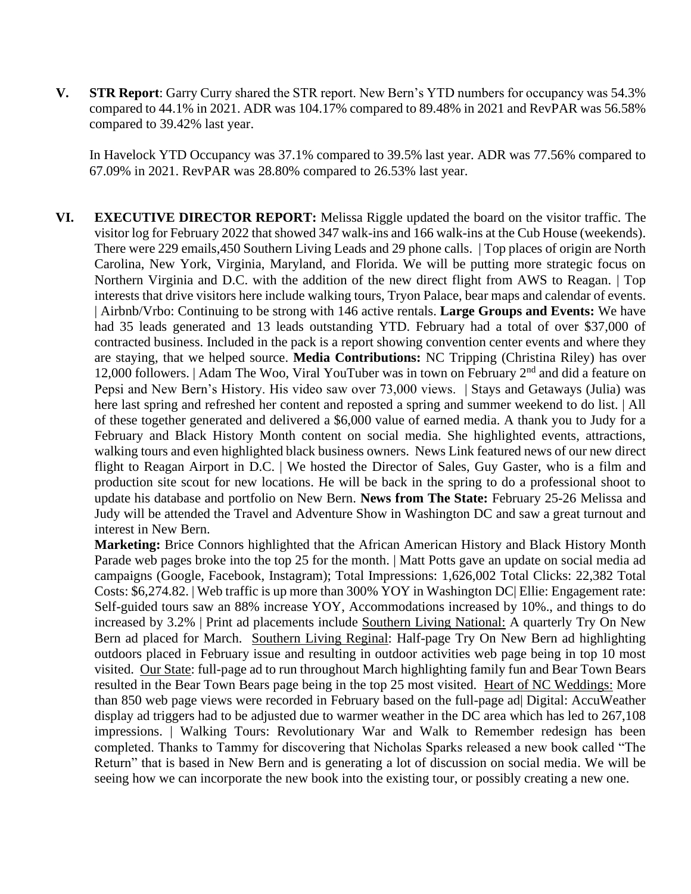**V. STR Report**: Garry Curry shared the STR report. New Bern's YTD numbers for occupancy was 54.3% compared to 44.1% in 2021. ADR was 104.17% compared to 89.48% in 2021 and RevPAR was 56.58% compared to 39.42% last year.

In Havelock YTD Occupancy was 37.1% compared to 39.5% last year. ADR was 77.56% compared to 67.09% in 2021. RevPAR was 28.80% compared to 26.53% last year.

**VI. EXECUTIVE DIRECTOR REPORT:** Melissa Riggle updated the board on the visitor traffic. The visitor log for February 2022 that showed 347 walk-ins and 166 walk-ins at the Cub House (weekends). There were 229 emails,450 Southern Living Leads and 29 phone calls. | Top places of origin are North Carolina, New York, Virginia, Maryland, and Florida. We will be putting more strategic focus on Northern Virginia and D.C. with the addition of the new direct flight from AWS to Reagan. | Top interests that drive visitors here include walking tours, Tryon Palace, bear maps and calendar of events. | Airbnb/Vrbo: Continuing to be strong with 146 active rentals. **Large Groups and Events:** We have had 35 leads generated and 13 leads outstanding YTD. February had a total of over $37,000 of contracted business. Included in the pack is a report showing convention center events and where they are staying, that we helped source. **Media Contributions:** NC Tripping (Christina Riley) has over 12,000 followers. | Adam The Woo, Viral YouTuber was in town on February 2nd and did a feature on Pepsi and New Bern's History. His video saw over 73,000 views. | Stays and Getaways (Julia) was here last spring and refreshed her content and reposted a spring and summer weekend to do list. | All of these together generated and delivered a $6,000 value of earned media. A thank you to Judy for a February and Black History Month content on social media. She highlighted events, attractions, walking tours and even highlighted black business owners. News Link featured news of our new direct flight to Reagan Airport in D.C. | We hosted the Director of Sales, Guy Gaster, who is a film and production site scout for new locations. He will be back in the spring to do a professional shoot to update his database and portfolio on New Bern. **News from The State:** February 25-26 Melissa and Judy will be attended the Travel and Adventure Show in Washington DC and saw a great turnout and interest in New Bern.

**Marketing:** Brice Connors highlighted that the African American History and Black History Month Parade web pages broke into the top 25 for the month. | Matt Potts gave an update on social media ad campaigns (Google, Facebook, Instagram); Total Impressions: 1,626,002 Total Clicks: 22,382 Total Costs: $6,274.82. | Web traffic is up more than 300% YOY in Washington DC| Ellie: Engagement rate: Self-guided tours saw an 88% increase YOY, Accommodations increased by 10%., and things to do increased by 3.2% | Print ad placements include Southern Living National: A quarterly Try On New Bern ad placed for March. Southern Living Reginal: Half-page Try On New Bern ad highlighting outdoors placed in February issue and resulting in outdoor activities web page being in top 10 most visited. Our State: full-page ad to run throughout March highlighting family fun and Bear Town Bears resulted in the Bear Town Bears page being in the top 25 most visited. Heart of NC Weddings: More than 850 web page views were recorded in February based on the full-page ad| Digital: AccuWeather display ad triggers had to be adjusted due to warmer weather in the DC area which has led to 267,108 impressions. | Walking Tours: Revolutionary War and Walk to Remember redesign has been completed. Thanks to Tammy for discovering that Nicholas Sparks released a new book called "The Return" that is based in New Bern and is generating a lot of discussion on social media. We will be seeing how we can incorporate the new book into the existing tour, or possibly creating a new one.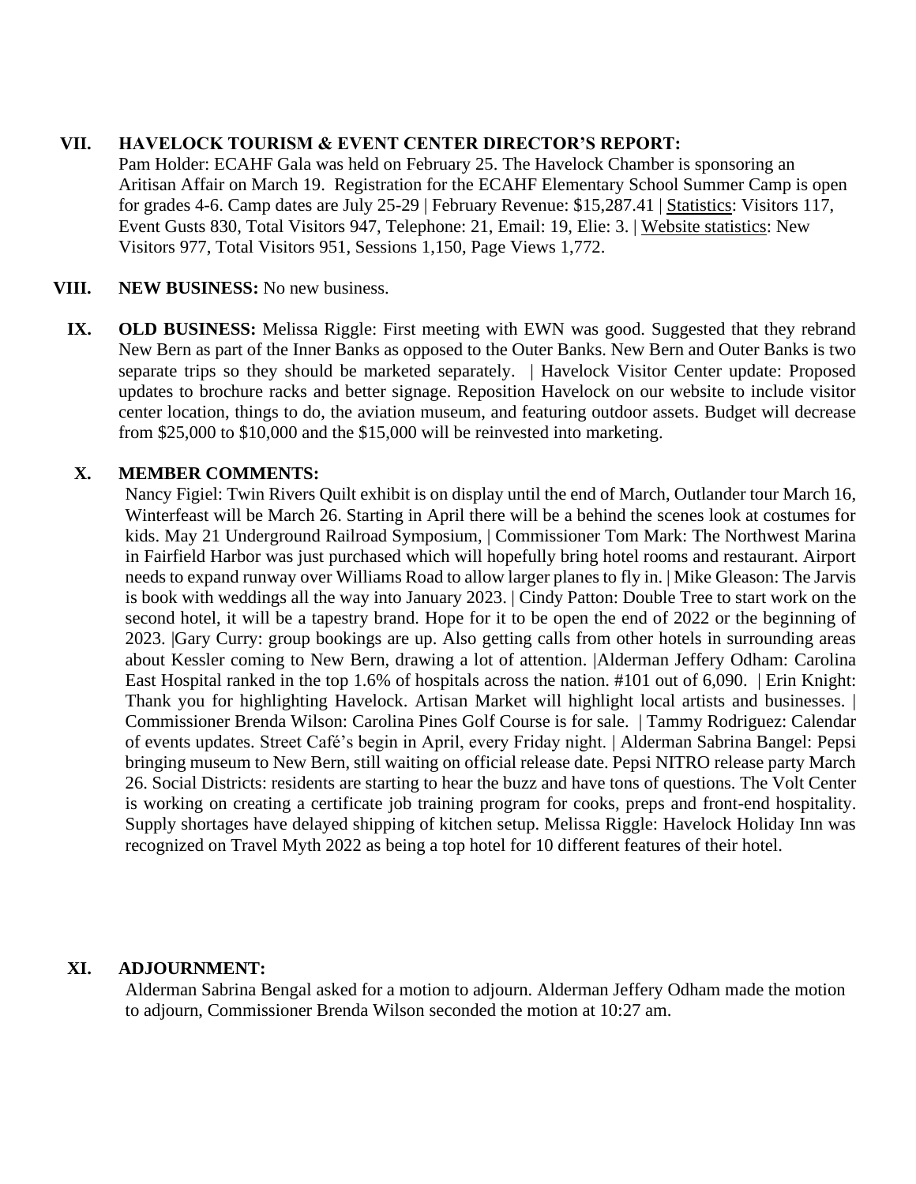## VII. HAVELOCK TOURISM & EVENT CENTER DIRECTOR'S REPORT:

Pam Holder: ECAHF Gala was held on February 25. The Havelock Chamber is sponsoring an Aritisan Affair on March 19. Registration for the ECAHF Elementary School Summer Camp is open for grades 4-6. Camp dates are July 25-29 | February Revenue: $15,287.41 | Statistics: Visitors 117, Event Gusts 830, Total Visitors 947, Telephone: 21, Email: 19, Elie: 3. | Website statistics: New Visitors 977, Total Visitors 951, Sessions 1,150, Page Views 1,772.

## VIII. NEW BUSINESS: No new business.

## IX. OLD BUSINESS:

Melissa Riggle: First meeting with EWN was good. Suggested that they rebrand New Bern as part of the Inner Banks as opposed to the Outer Banks. New Bern and Outer Banks is two separate trips so they should be marketed separately. | Havelock Visitor Center update: Proposed updates to brochure racks and better signage. Reposition Havelock on our website to include visitor center location, things to do, the aviation museum, and featuring outdoor assets. Budget will decrease from $25,000 to $10,000 and the $15,000 will be reinvested into marketing.

## X. MEMBER COMMENTS:

Nancy Figiel: Twin Rivers Quilt exhibit is on display until the end of March, Outlander tour March 16, Winterfeast will be March 26. Starting in April there will be a behind the scenes look at costumes for kids. May 21 Underground Railroad Symposium, | Commissioner Tom Mark: The Northwest Marina in Fairfield Harbor was just purchased which will hopefully bring hotel rooms and restaurant. Airport needs to expand runway over Williams Road to allow larger planes to fly in. | Mike Gleason: The Jarvis is book with weddings all the way into January 2023. | Cindy Patton: Double Tree to start work on the second hotel, it will be a tapestry brand. Hope for it to be open the end of 2022 or the beginning of 2023. |Gary Curry: group bookings are up. Also getting calls from other hotels in surrounding areas about Kessler coming to New Bern, drawing a lot of attention. |Alderman Jeffery Odham: Carolina East Hospital ranked in the top 1.6% of hospitals across the nation. #101 out of 6,090. | Erin Knight: Thank you for highlighting Havelock. Artisan Market will highlight local artists and businesses. | Commissioner Brenda Wilson: Carolina Pines Golf Course is for sale. | Tammy Rodriguez: Calendar of events updates. Street Café's begin in April, every Friday night. | Alderman Sabrina Bangel: Pepsi bringing museum to New Bern, still waiting on official release date. Pepsi NITRO release party March 26. Social Districts: residents are starting to hear the buzz and have tons of questions. The Volt Center is working on creating a certificate job training program for cooks, preps and front-end hospitality. Supply shortages have delayed shipping of kitchen setup. Melissa Riggle: Havelock Holiday Inn was recognized on Travel Myth 2022 as being a top hotel for 10 different features of their hotel.

## XI. ADJOURNMENT:

Alderman Sabrina Bengal asked for a motion to adjourn. Alderman Jeffery Odham made the motion to adjourn, Commissioner Brenda Wilson seconded the motion at 10:27 am.